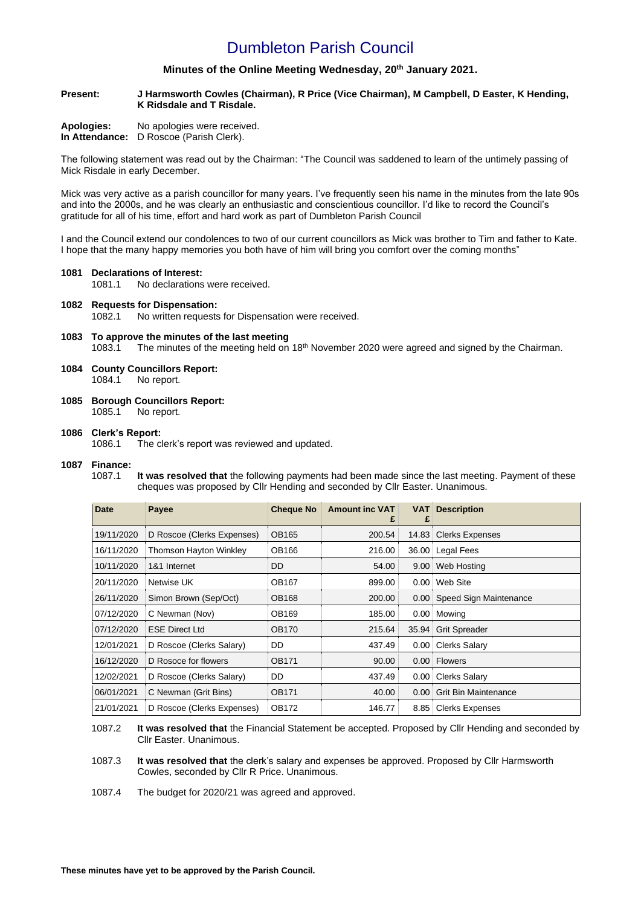# Dumbleton Parish Council

## Minutes of the Online Meeting Wednesday, 20th January 2021.

**Present:** **J Harmsworth Cowles (Chairman), R Price (Vice Chairman), M Campbell, D Easter, K Hending, K Ridsdale and T Risdale.**

**Apologies:** No apologies were received.
**In Attendance:** D Roscoe (Parish Clerk).

The following statement was read out by the Chairman: "The Council was saddened to learn of the untimely passing of Mick Risdale in early December.

Mick was very active as a parish councillor for many years. I've frequently seen his name in the minutes from the late 90s and into the 2000s, and he was clearly an enthusiastic and conscientious councillor. I'd like to record the Council's gratitude for all of his time, effort and hard work as part of Dumbleton Parish Council

I and the Council extend our condolences to two of our current councillors as Mick was brother to Tim and father to Kate. I hope that the many happy memories you both have of him will bring you comfort over the coming months"

**1081 Declarations of Interest:**
1081.1 No declarations were received.

**1082 Requests for Dispensation:**
1082.1 No written requests for Dispensation were received.

**1083 To approve the minutes of the last meeting**
1083.1 The minutes of the meeting held on 18th November 2020 were agreed and signed by the Chairman.

**1084 County Councillors Report:**
1084.1 No report.

**1085 Borough Councillors Report:**
1085.1 No report.

**1086 Clerk's Report:**
1086.1 The clerk's report was reviewed and updated.

**1087 Finance:**
1087.1 **It was resolved that** the following payments had been made since the last meeting. Payment of these cheques was proposed by Cllr Hending and seconded by Cllr Easter. Unanimous.

| Date | Payee | Cheque No | Amount inc VAT £ | VAT £ | Description |
|---|---|---|---|---|---|
| 19/11/2020 | D Roscoe (Clerks Expenses) | OB165 | 200.54 | 14.83 | Clerks Expenses |
| 16/11/2020 | Thomson Hayton Winkley | OB166 | 216.00 | 36.00 | Legal Fees |
| 10/11/2020 | 1&1 Internet | DD | 54.00 | 9.00 | Web Hosting |
| 20/11/2020 | Netwise UK | OB167 | 899.00 | 0.00 | Web Site |
| 26/11/2020 | Simon Brown (Sep/Oct) | OB168 | 200.00 | 0.00 | Speed Sign Maintenance |
| 07/12/2020 | C Newman (Nov) | OB169 | 185.00 | 0.00 | Mowing |
| 07/12/2020 | ESE Direct Ltd | OB170 | 215.64 | 35.94 | Grit Spreader |
| 12/01/2021 | D Roscoe (Clerks Salary) | DD | 437.49 | 0.00 | Clerks Salary |
| 16/12/2020 | D Rosoce for flowers | OB171 | 90.00 | 0.00 | Flowers |
| 12/02/2021 | D Roscoe (Clerks Salary) | DD | 437.49 | 0.00 | Clerks Salary |
| 06/01/2021 | C Newman (Grit Bins) | OB171 | 40.00 | 0.00 | Grit Bin Maintenance |
| 21/01/2021 | D Roscoe (Clerks Expenses) | OB172 | 146.77 | 8.85 | Clerks Expenses |

1087.2 **It was resolved that** the Financial Statement be accepted. Proposed by Cllr Hending and seconded by Cllr Easter. Unanimous.

1087.3 **It was resolved that** the clerk's salary and expenses be approved. Proposed by Cllr Harmsworth Cowles, seconded by Cllr R Price. Unanimous.

1087.4 The budget for 2020/21 was agreed and approved.

**These minutes have yet to be approved by the Parish Council.**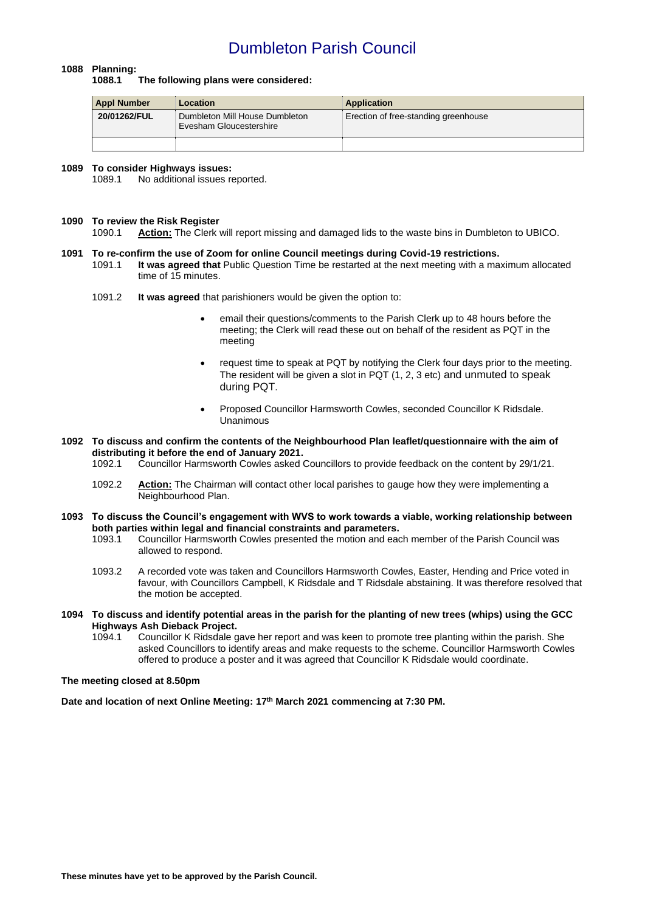# Dumbleton Parish Council

**1088 Planning:**

**1088.1 The following plans were considered:**

| Appl Number | Location | Application |
|---|---|---|
| **20/01262/FUL** | Dumbleton Mill House Dumbleton Evesham Gloucestershire | Erection of free-standing greenhouse |
| | | |

**1089 To consider Highways issues:**

1089.1 No additional issues reported.

**1090 To review the Risk Register**

1090.1 **Action:** The Clerk will report missing and damaged lids to the waste bins in Dumbleton to UBICO.

**1091 To re-confirm the use of Zoom for online Council meetings during Covid-19 restrictions.**

1091.1 **It was agreed that** Public Question Time be restarted at the next meeting with a maximum allocated time of 15 minutes.

1091.2 **It was agreed** that parishioners would be given the option to:

- email their questions/comments to the Parish Clerk up to 48 hours before the meeting; the Clerk will read these out on behalf of the resident as PQT in the meeting
- request time to speak at PQT by notifying the Clerk four days prior to the meeting. The resident will be given a slot in PQT (1, 2, 3 etc) and unmuted to speak during PQT.
- Proposed Councillor Harmsworth Cowles, seconded Councillor K Ridsdale. Unanimous

**1092 To discuss and confirm the contents of the Neighbourhood Plan leaflet/questionnaire with the aim of distributing it before the end of January 2021.**

1092.1 Councillor Harmsworth Cowles asked Councillors to provide feedback on the content by 29/1/21.

1092.2 **Action:** The Chairman will contact other local parishes to gauge how they were implementing a Neighbourhood Plan.

**1093 To discuss the Council's engagement with WVS to work towards a viable, working relationship between both parties within legal and financial constraints and parameters.**

1093.1 Councillor Harmsworth Cowles presented the motion and each member of the Parish Council was allowed to respond.

1093.2 A recorded vote was taken and Councillors Harmsworth Cowles, Easter, Hending and Price voted in favour, with Councillors Campbell, K Ridsdale and T Ridsdale abstaining. It was therefore resolved that the motion be accepted.

**1094 To discuss and identify potential areas in the parish for the planting of new trees (whips) using the GCC Highways Ash Dieback Project.**

1094.1 Councillor K Ridsdale gave her report and was keen to promote tree planting within the parish. She asked Councillors to identify areas and make requests to the scheme. Councillor Harmsworth Cowles offered to produce a poster and it was agreed that Councillor K Ridsdale would coordinate.

**The meeting closed at 8.50pm**

**Date and location of next Online Meeting: 17th March 2021 commencing at 7:30 PM.**

**These minutes have yet to be approved by the Parish Council.**